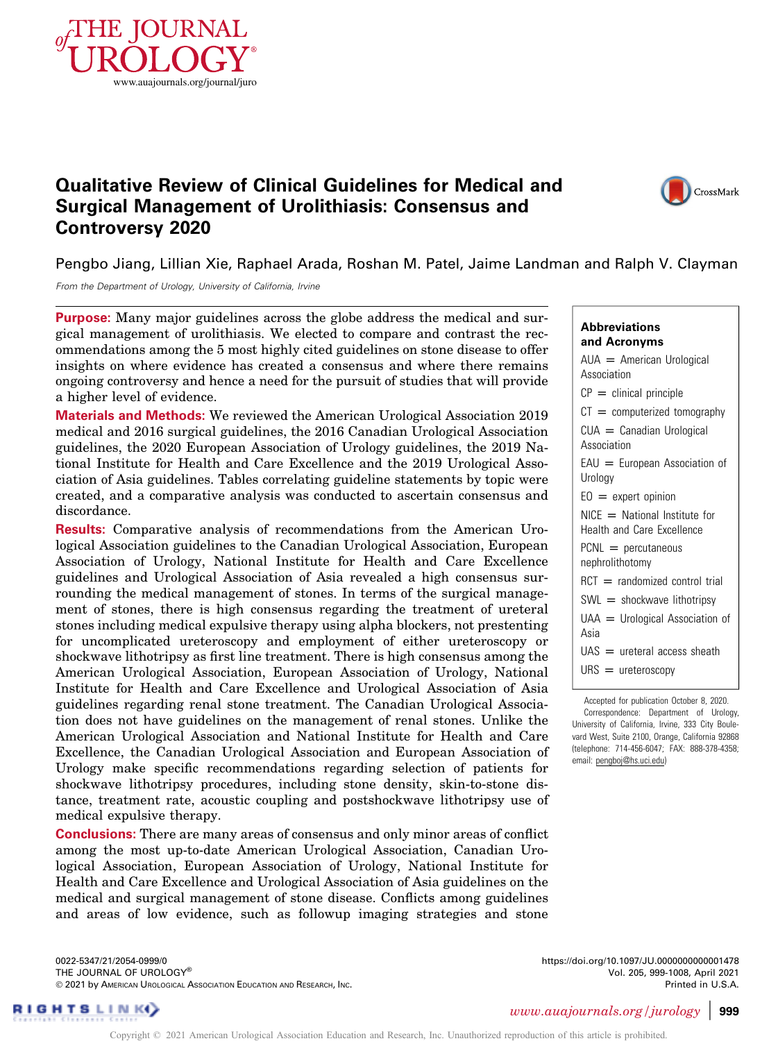# Qualitative Review of Clinical Guidelines for Medical and Surgical Management of Urolithiasis: Consensus and Controversy 2020

Pengbo Jiang, Lillian Xie, Raphael Arada, Roshan M. Patel, Jaime Landman and Ralph V. Clayman

*From the Department of Urology, University of California, Irvine*

**Purpose:** Many major guidelines across the globe address the medical and surgical management of urolithiasis. We elected to compare and contrast the recommendations among the 5 most highly cited guidelines on stone disease to offer insights on where evidence has created a consensus and where there remains ongoing controversy and hence a need for the pursuit of studies that will provide a higher level of evidence.

**Materials and Methods:** We reviewed the American Urological Association 2019 medical and 2016 surgical guidelines, the 2016 Canadian Urological Association guidelines, the 2020 European Association of Urology guidelines, the 2019 National Institute for Health and Care Excellence and the 2019 Urological Association of Asia guidelines. Tables correlating guideline statements by topic were created, and a comparative analysis was conducted to ascertain consensus and discordance.

**Results:** Comparative analysis of recommendations from the American Urological Association guidelines to the Canadian Urological Association, European Association of Urology, National Institute for Health and Care Excellence guidelines and Urological Association of Asia revealed a high consensus surrounding the medical management of stones. In terms of the surgical management of stones, there is high consensus regarding the treatment of ureteral stones including medical expulsive therapy using alpha blockers, not prestenting for uncomplicated ureteroscopy and employment of either ureteroscopy or shockwave lithotripsy as first line treatment. There is high consensus among the American Urological Association, European Association of Urology, National Institute for Health and Care Excellence and Urological Association of Asia guidelines regarding renal stone treatment. The Canadian Urological Association does not have guidelines on the management of renal stones. Unlike the American Urological Association and National Institute for Health and Care Excellence, the Canadian Urological Association and European Association of Urology make specific recommendations regarding selection of patients for shockwave lithotripsy procedures, including stone density, skin-to-stone distance, treatment rate, acoustic coupling and postshockwave lithotripsy use of medical expulsive therapy.

**Conclusions:** There are many areas of consensus and only minor areas of conflict among the most up-to-date American Urological Association, Canadian Urological Association, European Association of Urology, National Institute for Health and Care Excellence and Urological Association of Asia guidelines on the medical and surgical management of stone disease. Conflicts among guidelines and areas of low evidence, such as followup imaging strategies and stone

**Abbreviations and Acronyms**

AUA = American Urological Association
CP = clinical principle
CT = computerized tomography
CUA = Canadian Urological Association
EAU = European Association of Urology
EO = expert opinion
NICE = National Institute for Health and Care Excellence
PCNL = percutaneous nephrolithotomy
RCT = randomized control trial
SWL = shockwave lithotripsy
UAA = Urological Association of Asia
UAS = ureteral access sheath
URS = ureteroscopy

Accepted for publication October 8, 2020.
Correspondence: Department of Urology, University of California, Irvine, 333 City Boulevard West, Suite 2100, Orange, California 92868 (telephone: 714-456-6047; FAX: 888-378-4358; email: pengboj@hs.uci.edu)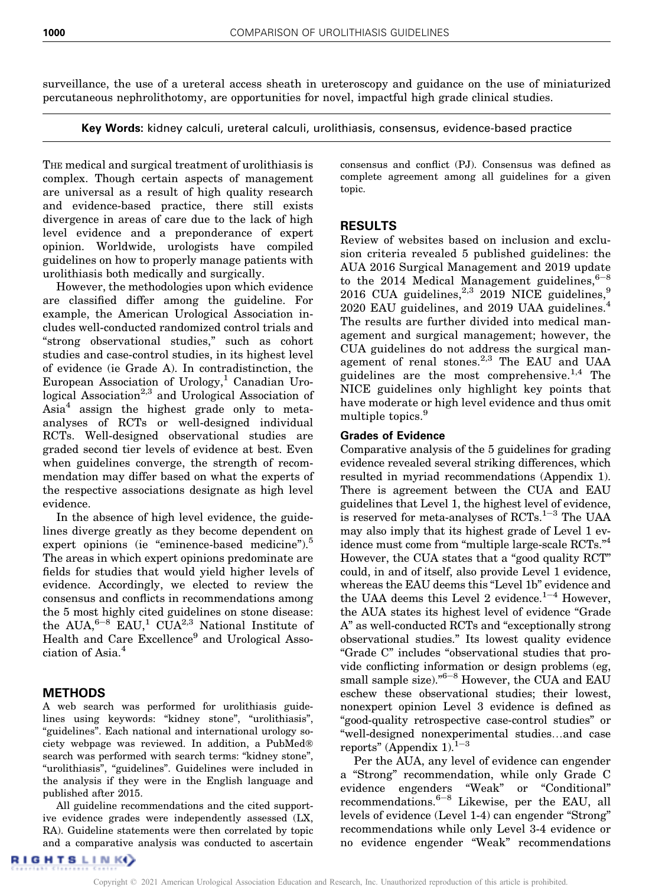surveillance, the use of a ureteral access sheath in ureteroscopy and guidance on the use of miniaturized percutaneous nephrolithotomy, are opportunities for novel, impactful high grade clinical studies.

**Key Words:** kidney calculi, ureteral calculi, urolithiasis, consensus, evidence-based practice

THE medical and surgical treatment of urolithiasis is complex. Though certain aspects of management are universal as a result of high quality research and evidence-based practice, there still exists divergence in areas of care due to the lack of high level evidence and a preponderance of expert opinion. Worldwide, urologists have compiled guidelines on how to properly manage patients with urolithiasis both medically and surgically.

However, the methodologies upon which evidence are classified differ among the guideline. For example, the American Urological Association includes well-conducted randomized control trials and "strong observational studies," such as cohort studies and case-control studies, in its highest level of evidence (ie Grade A). In contradistinction, the European Association of Urology,[1] Canadian Urological Association[2,3] and Urological Association of Asia[4] assign the highest grade only to meta-analyses of RCTs or well-designed individual RCTs. Well-designed observational studies are graded second tier levels of evidence at best. Even when guidelines converge, the strength of recommendation may differ based on what the experts of the respective associations designate as high level evidence.

In the absence of high level evidence, the guidelines diverge greatly as they become dependent on expert opinions (ie "eminence-based medicine").[5] The areas in which expert opinions predominate are fields for studies that would yield higher levels of evidence. Accordingly, we elected to review the consensus and conflicts in recommendations among the 5 most highly cited guidelines on stone disease: the AUA,[6–8] EAU,[1] CUA[2,3] National Institute of Health and Care Excellence[9] and Urological Association of Asia.[4]

## METHODS

A web search was performed for urolithiasis guidelines using keywords: "kidney stone", "urolithiasis", "guidelines". Each national and international urology society webpage was reviewed. In addition, a PubMed® search was performed with search terms: "kidney stone", "urolithiasis", "guidelines". Guidelines were included in the analysis if they were in the English language and published after 2015.

All guideline recommendations and the cited supportive evidence grades were independently assessed (LX, RA). Guideline statements were then correlated by topic and a comparative analysis was conducted to ascertain consensus and conflict (PJ). Consensus was defined as complete agreement among all guidelines for a given topic.

## RESULTS

Review of websites based on inclusion and exclusion criteria revealed 5 published guidelines: the AUA 2016 Surgical Management and 2019 update to the 2014 Medical Management guidelines,[6–8] 2016 CUA guidelines,[2,3] 2019 NICE guidelines,[9] 2020 EAU guidelines, and 2019 UAA guidelines.[4] The results are further divided into medical management and surgical management; however, the CUA guidelines do not address the surgical management of renal stones.[2,3] The EAU and UAA guidelines are the most comprehensive.[1,4] The NICE guidelines only highlight key points that have moderate or high level evidence and thus omit multiple topics.[9]

### Grades of Evidence

Comparative analysis of the 5 guidelines for grading evidence revealed several striking differences, which resulted in myriad recommendations (Appendix 1). There is agreement between the CUA and EAU guidelines that Level 1, the highest level of evidence, is reserved for meta-analyses of RCTs.[1–3] The UAA may also imply that its highest grade of Level 1 evidence must come from "multiple large-scale RCTs."[4] However, the CUA states that a "good quality RCT" could, in and of itself, also provide Level 1 evidence, whereas the EAU deems this "Level 1b" evidence and the UAA deems this Level 2 evidence.[1–4] However, the AUA states its highest level of evidence "Grade A" as well-conducted RCTs and "exceptionally strong observational studies." Its lowest quality evidence "Grade C" includes "observational studies that provide conflicting information or design problems (eg, small sample size)."[6–8] However, the CUA and EAU eschew these observational studies; their lowest, nonexpert opinion Level 3 evidence is defined as "good-quality retrospective case-control studies" or "well-designed nonexperimental studies…and case reports" (Appendix 1).[1–3]

Per the AUA, any level of evidence can engender a "Strong" recommendation, while only Grade C evidence engenders "Weak" or "Conditional" recommendations.[6–8] Likewise, per the EAU, all levels of evidence (Level 1-4) can engender "Strong" recommendations while only Level 3-4 evidence or no evidence engender "Weak" recommendations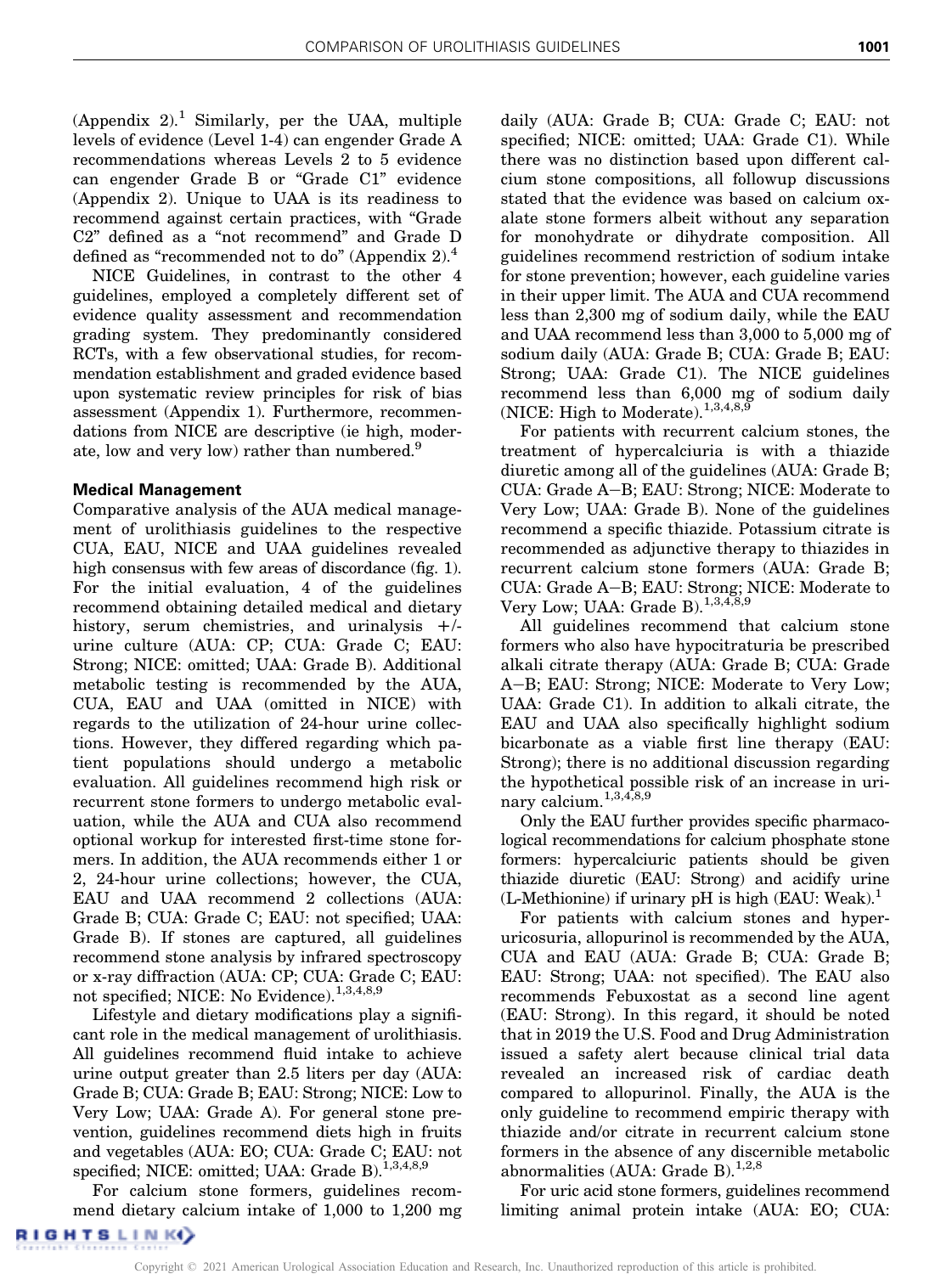(Appendix 2).[1] Similarly, per the UAA, multiple levels of evidence (Level 1-4) can engender Grade A recommendations whereas Levels 2 to 5 evidence can engender Grade B or "Grade C1" evidence (Appendix 2). Unique to UAA is its readiness to recommend against certain practices, with "Grade C2" defined as a "not recommend" and Grade D defined as "recommended not to do" (Appendix 2).[4]

NICE Guidelines, in contrast to the other 4 guidelines, employed a completely different set of evidence quality assessment and recommendation grading system. They predominantly considered RCTs, with a few observational studies, for recommendation establishment and graded evidence based upon systematic review principles for risk of bias assessment (Appendix 1). Furthermore, recommendations from NICE are descriptive (ie high, moderate, low and very low) rather than numbered.[9]

### Medical Management

Comparative analysis of the AUA medical management of urolithiasis guidelines to the respective CUA, EAU, NICE and UAA guidelines revealed high consensus with few areas of discordance (fig. 1). For the initial evaluation, 4 of the guidelines recommend obtaining detailed medical and dietary history, serum chemistries, and urinalysis +/- urine culture (AUA: CP; CUA: Grade C; EAU: Strong; NICE: omitted; UAA: Grade B). Additional metabolic testing is recommended by the AUA, CUA, EAU and UAA (omitted in NICE) with regards to the utilization of 24-hour urine collections. However, they differed regarding which patient populations should undergo a metabolic evaluation. All guidelines recommend high risk or recurrent stone formers to undergo metabolic evaluation, while the AUA and CUA also recommend optional workup for interested first-time stone formers. In addition, the AUA recommends either 1 or 2, 24-hour urine collections; however, the CUA, EAU and UAA recommend 2 collections (AUA: Grade B; CUA: Grade C; EAU: not specified; UAA: Grade B). If stones are captured, all guidelines recommend stone analysis by infrared spectroscopy or x-ray diffraction (AUA: CP; CUA: Grade C; EAU: not specified; NICE: No Evidence).[1,3,4,8,9]

Lifestyle and dietary modifications play a significant role in the medical management of urolithiasis. All guidelines recommend fluid intake to achieve urine output greater than 2.5 liters per day (AUA: Grade B; CUA: Grade B; EAU: Strong; NICE: Low to Very Low; UAA: Grade A). For general stone prevention, guidelines recommend diets high in fruits and vegetables (AUA: EO; CUA: Grade C; EAU: not specified; NICE: omitted; UAA: Grade B).[1,3,4,8,9]

For calcium stone formers, guidelines recommend dietary calcium intake of 1,000 to 1,200 mg daily (AUA: Grade B; CUA: Grade C; EAU: not specified; NICE: omitted; UAA: Grade C1). While there was no distinction based upon different calcium stone compositions, all followup discussions stated that the evidence was based on calcium oxalate stone formers albeit without any separation for monohydrate or dihydrate composition. All guidelines recommend restriction of sodium intake for stone prevention; however, each guideline varies in their upper limit. The AUA and CUA recommend less than 2,300 mg of sodium daily, while the EAU and UAA recommend less than 3,000 to 5,000 mg of sodium daily (AUA: Grade B; CUA: Grade B; EAU: Strong; UAA: Grade C1). The NICE guidelines recommend less than 6,000 mg of sodium daily (NICE: High to Moderate).[1,3,4,8,9]

For patients with recurrent calcium stones, the treatment of hypercalciuria is with a thiazide diuretic among all of the guidelines (AUA: Grade B; CUA: Grade A–B; EAU: Strong; NICE: Moderate to Very Low; UAA: Grade B). None of the guidelines recommend a specific thiazide. Potassium citrate is recommended as adjunctive therapy to thiazides in recurrent calcium stone formers (AUA: Grade B; CUA: Grade A–B; EAU: Strong; NICE: Moderate to Very Low; UAA: Grade B).[1,3,4,8,9]

All guidelines recommend that calcium stone formers who also have hypocitraturia be prescribed alkali citrate therapy (AUA: Grade B; CUA: Grade A–B; EAU: Strong; NICE: Moderate to Very Low; UAA: Grade C1). In addition to alkali citrate, the EAU and UAA also specifically highlight sodium bicarbonate as a viable first line therapy (EAU: Strong); there is no additional discussion regarding the hypothetical possible risk of an increase in urinary calcium.[1,3,4,8,9]

Only the EAU further provides specific pharmacological recommendations for calcium phosphate stone formers: hypercalciuric patients should be given thiazide diuretic (EAU: Strong) and acidify urine (L-Methionine) if urinary pH is high (EAU: Weak).[1]

For patients with calcium stones and hyperuricosuria, allopurinol is recommended by the AUA, CUA and EAU (AUA: Grade B; CUA: Grade B; EAU: Strong; UAA: not specified). The EAU also recommends Febuxostat as a second line agent (EAU: Strong). In this regard, it should be noted that in 2019 the U.S. Food and Drug Administration issued a safety alert because clinical trial data revealed an increased risk of cardiac death compared to allopurinol. Finally, the AUA is the only guideline to recommend empiric therapy with thiazide and/or citrate in recurrent calcium stone formers in the absence of any discernible metabolic abnormalities (AUA: Grade B).[1,2,8]

For uric acid stone formers, guidelines recommend limiting animal protein intake (AUA: EO; CUA: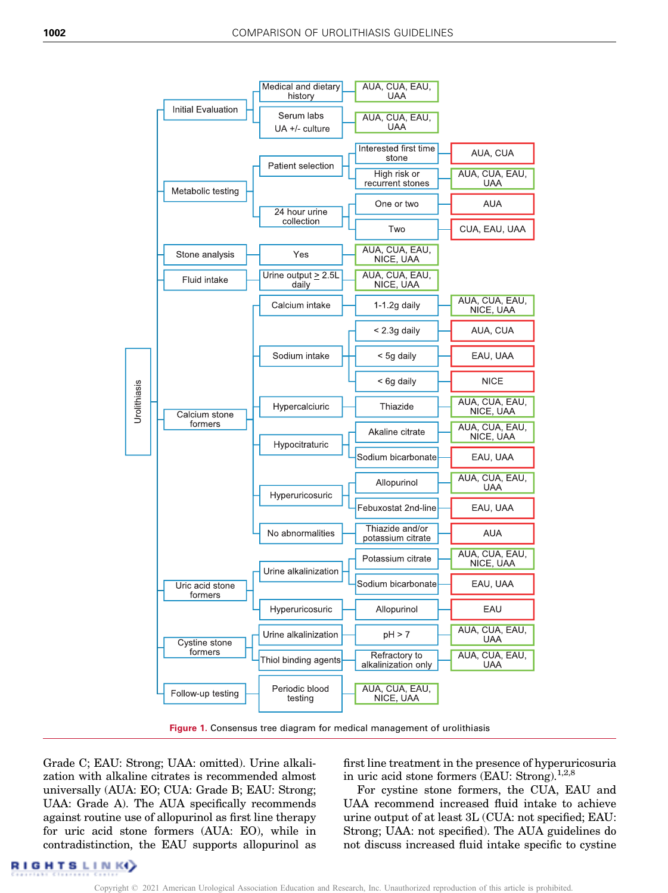Urolithiasis

Initial Evaluation
Medical and dietary history
AUA, CUA, EAU, UAA
Serum labs
UA +/- culture
AUA, CUA, EAU, UAA

Metabolic testing
Patient selection
Interested first time stone
AUA, CUA
High risk or recurrent stones
AUA, CUA, EAU, UAA
24 hour urine collection
One or two
AUA
Two
CUA, EAU, UAA

Stone analysis
Yes
AUA, CUA, EAU, NICE, UAA

Fluid intake
Urine output ≥ 2.5L daily
AUA, CUA, EAU, NICE, UAA

Calcium stone formers
Calcium intake
1-1.2g daily
AUA, CUA, EAU, NICE, UAA
Sodium intake
< 2.3g daily
AUA, CUA
< 5g daily
EAU, UAA
< 6g daily
NICE
Hypercalciuric
Thiazide
AUA, CUA, EAU, NICE, UAA
Hypocitraturic
Akaline citrate
AUA, CUA, EAU, NICE, UAA
Sodium bicarbonate
EAU, UAA
Hyperuricosuric
Allopurinol
AUA, CUA, EAU, UAA
Febuxostat 2nd-line
EAU, UAA
No abnormalities
Thiazide and/or potassium citrate
AUA

Uric acid stone formers
Urine alkalinization
Potassium citrate
AUA, CUA, EAU, NICE, UAA
Sodium bicarbonate
EAU, UAA
Hyperuricosuric
Allopurinol
EAU

Cystine stone formers
Urine alkalinization
pH > 7
AUA, CUA, EAU, UAA
Thiol binding agents
Refractory to alkalinization only
AUA, CUA, EAU, UAA

Follow-up testing
Periodic blood testing
AUA, CUA, EAU, NICE, UAA

**Figure 1.** Consensus tree diagram for medical management of urolithiasis

Grade C; EAU: Strong; UAA: omitted). Urine alkalization with alkaline citrates is recommended almost universally (AUA: EO; CUA: Grade B; EAU: Strong; UAA: Grade A). The AUA specifically recommends against routine use of allopurinol as first line therapy for uric acid stone formers (AUA: EO), while in contradistinction, the EAU supports allopurinol as first line treatment in the presence of hyperuricosuria in uric acid stone formers (EAU: Strong).[1,2,8]

For cystine stone formers, the CUA, EAU and UAA recommend increased fluid intake to achieve urine output of at least 3L (CUA: not specified; EAU: Strong; UAA: not specified). The AUA guidelines do not discuss increased fluid intake specific to cystine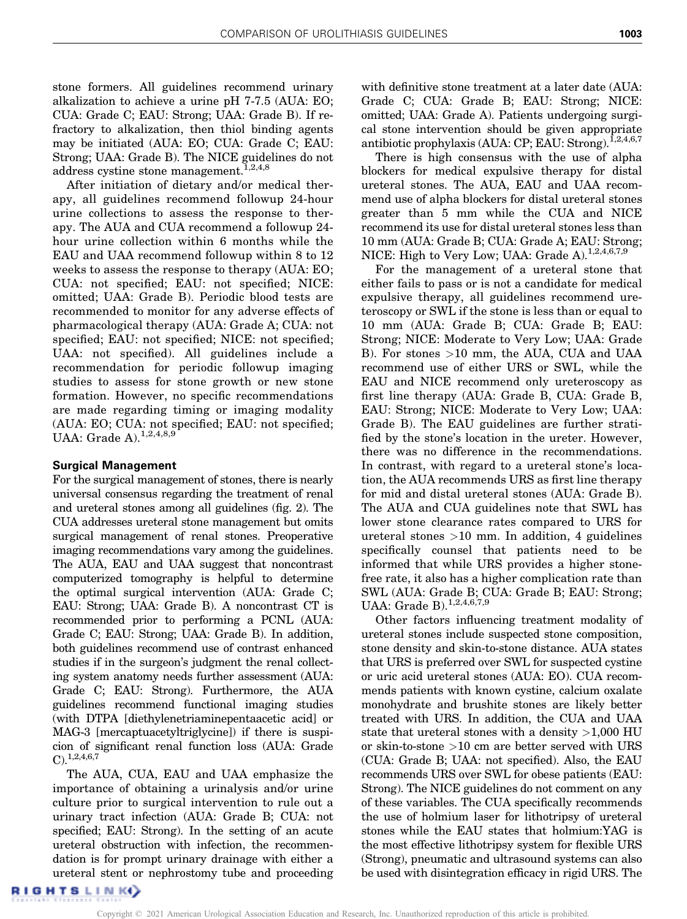stone formers. All guidelines recommend urinary alkalization to achieve a urine pH 7-7.5 (AUA: EO; CUA: Grade C; EAU: Strong; UAA: Grade B). If refractory to alkalization, then thiol binding agents may be initiated (AUA: EO; CUA: Grade C; EAU: Strong; UAA: Grade B). The NICE guidelines do not address cystine stone management.[1,2,4,8]

After initiation of dietary and/or medical therapy, all guidelines recommend followup 24-hour urine collections to assess the response to therapy. The AUA and CUA recommend a followup 24-hour urine collection within 6 months while the EAU and UAA recommend followup within 8 to 12 weeks to assess the response to therapy (AUA: EO; CUA: not specified; EAU: not specified; NICE: omitted; UAA: Grade B). Periodic blood tests are recommended to monitor for any adverse effects of pharmacological therapy (AUA: Grade A; CUA: not specified; EAU: not specified; NICE: not specified; UAA: not specified). All guidelines include a recommendation for periodic followup imaging studies to assess for stone growth or new stone formation. However, no specific recommendations are made regarding timing or imaging modality (AUA: EO; CUA: not specified; EAU: not specified; UAA: Grade A).[1,2,4,8,9]

### Surgical Management

For the surgical management of stones, there is nearly universal consensus regarding the treatment of renal and ureteral stones among all guidelines (fig. 2). The CUA addresses ureteral stone management but omits surgical management of renal stones. Preoperative imaging recommendations vary among the guidelines. The AUA, EAU and UAA suggest that noncontrast computerized tomography is helpful to determine the optimal surgical intervention (AUA: Grade C; EAU: Strong; UAA: Grade B). A noncontrast CT is recommended prior to performing a PCNL (AUA: Grade C; EAU: Strong; UAA: Grade B). In addition, both guidelines recommend use of contrast enhanced studies if in the surgeon's judgment the renal collecting system anatomy needs further assessment (AUA: Grade C; EAU: Strong). Furthermore, the AUA guidelines recommend functional imaging studies (with DTPA [diethylenetriaminepentaacetic acid] or MAG-3 [mercaptuacetyltriglycine]) if there is suspicion of significant renal function loss (AUA: Grade C).[1,2,4,6,7]

The AUA, CUA, EAU and UAA emphasize the importance of obtaining a urinalysis and/or urine culture prior to surgical intervention to rule out a urinary tract infection (AUA: Grade B; CUA: not specified; EAU: Strong). In the setting of an acute ureteral obstruction with infection, the recommendation is for prompt urinary drainage with either a ureteral stent or nephrostomy tube and proceeding with definitive stone treatment at a later date (AUA: Grade C; CUA: Grade B; EAU: Strong; NICE: omitted; UAA: Grade A). Patients undergoing surgical stone intervention should be given appropriate antibiotic prophylaxis (AUA: CP; EAU: Strong).[1,2,4,6,7]

There is high consensus with the use of alpha blockers for medical expulsive therapy for distal ureteral stones. The AUA, EAU and UAA recommend use of alpha blockers for distal ureteral stones greater than 5 mm while the CUA and NICE recommend its use for distal ureteral stones less than 10 mm (AUA: Grade B; CUA: Grade A; EAU: Strong; NICE: High to Very Low; UAA: Grade A).[1,2,4,6,7,9]

For the management of a ureteral stone that either fails to pass or is not a candidate for medical expulsive therapy, all guidelines recommend ureteroscopy or SWL if the stone is less than or equal to 10 mm (AUA: Grade B; CUA: Grade B; EAU: Strong; NICE: Moderate to Very Low; UAA: Grade B). For stones >10 mm, the AUA, CUA and UAA recommend use of either URS or SWL, while the EAU and NICE recommend only ureteroscopy as first line therapy (AUA: Grade B, CUA: Grade B, EAU: Strong; NICE: Moderate to Very Low; UAA: Grade B). The EAU guidelines are further stratified by the stone's location in the ureter. However, there was no difference in the recommendations. In contrast, with regard to a ureteral stone's location, the AUA recommends URS as first line therapy for mid and distal ureteral stones (AUA: Grade B). The AUA and CUA guidelines note that SWL has lower stone clearance rates compared to URS for ureteral stones >10 mm. In addition, 4 guidelines specifically counsel that patients need to be informed that while URS provides a higher stone-free rate, it also has a higher complication rate than SWL (AUA: Grade B; CUA: Grade B; EAU: Strong; UAA: Grade B).[1,2,4,6,7,9]

Other factors influencing treatment modality of ureteral stones include suspected stone composition, stone density and skin-to-stone distance. AUA states that URS is preferred over SWL for suspected cystine or uric acid ureteral stones (AUA: EO). CUA recommends patients with known cystine, calcium oxalate monohydrate and brushite stones are likely better treated with URS. In addition, the CUA and UAA state that ureteral stones with a density >1,000 HU or skin-to-stone >10 cm are better served with URS (CUA: Grade B; UAA: not specified). Also, the EAU recommends URS over SWL for obese patients (EAU: Strong). The NICE guidelines do not comment on any of these variables. The CUA specifically recommends the use of holmium laser for lithotripsy of ureteral stones while the EAU states that holmium:YAG is the most effective lithotripsy system for flexible URS (Strong), pneumatic and ultrasound systems can also be used with disintegration efficacy in rigid URS. The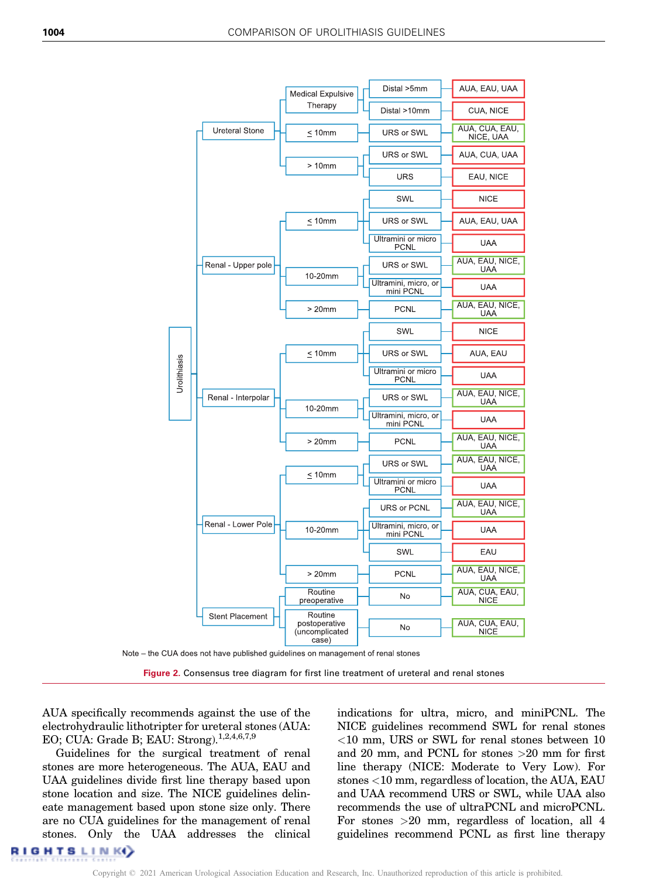| Urolithiasis | Criterion | Treatment | Guidelines |
|---|---|---|---|
| Ureteral Stone | Medical Expulsive Therapy | Distal >5mm | AUA, EAU, UAA |
| | | Distal >10mm | CUA, NICE |
| | ≤ 10mm | URS or SWL | AUA, CUA, EAU, NICE, UAA |
| | > 10mm | URS or SWL | AUA, CUA, UAA |
| | | URS | EAU, NICE |
| Renal - Upper pole | ≤ 10mm | SWL | NICE |
| | | URS or SWL | AUA, EAU, UAA |
| | | Ultramini or micro PCNL | UAA |
| | 10-20mm | URS or SWL | AUA, EAU, NICE, UAA |
| | | Ultramini, micro, or mini PCNL | UAA |
| | > 20mm | PCNL | AUA, EAU, NICE, UAA |
| Renal - Interpolar | ≤ 10mm | SWL | NICE |
| | | URS or SWL | AUA, EAU |
| | | Ultramini or micro PCNL | UAA |
| | 10-20mm | URS or SWL | AUA, EAU, NICE, UAA |
| | | Ultramini, micro, or mini PCNL | UAA |
| | > 20mm | PCNL | AUA, EAU, NICE, UAA |
| Renal - Lower Pole | ≤ 10mm | URS or SWL | AUA, EAU, NICE, UAA |
| | | Ultramini or micro PCNL | UAA |
| | 10-20mm | URS or PCNL | AUA, EAU, NICE, UAA |
| | | Ultramini, micro, or mini PCNL | UAA |
| | | SWL | EAU |
| | > 20mm | PCNL | AUA, EAU, NICE, UAA |
| Stent Placement | Routine preoperative | No | AUA, CUA, EAU, NICE |
| | Routine postoperative (uncomplicated case) | No | AUA, CUA, EAU, NICE |

Note – the CUA does not have published guidelines on management of renal stones

**Figure 2.** Consensus tree diagram for first line treatment of ureteral and renal stones

AUA specifically recommends against the use of the electrohydraulic lithotripter for ureteral stones (AUA: EO; CUA: Grade B; EAU: Strong).[1,2,4,6,7,9]

Guidelines for the surgical treatment of renal stones are more heterogeneous. The AUA, EAU and UAA guidelines divide first line therapy based upon stone location and size. The NICE guidelines delineate management based upon stone size only. There are no CUA guidelines for the management of renal stones. Only the UAA addresses the clinical indications for ultra, micro, and miniPCNL. The NICE guidelines recommend SWL for renal stones <10 mm, URS or SWL for renal stones between 10 and 20 mm, and PCNL for stones >20 mm for first line therapy (NICE: Moderate to Very Low). For stones <10 mm, regardless of location, the AUA, EAU and UAA recommend URS or SWL, while UAA also recommends the use of ultraPCNL and microPCNL. For stones >20 mm, regardless of location, all 4 guidelines recommend PCNL as first line therapy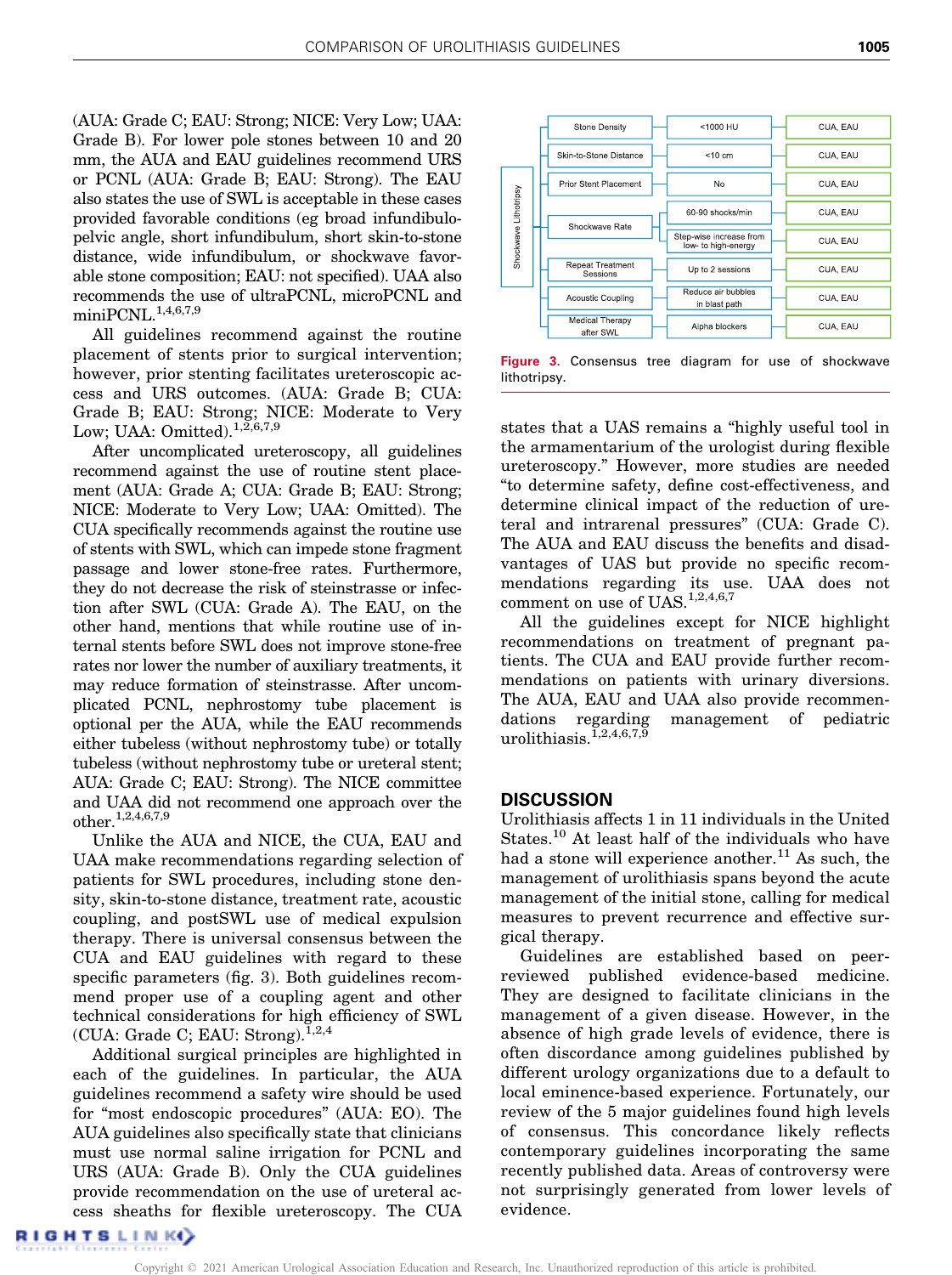(AUA: Grade C; EAU: Strong; NICE: Very Low; UAA: Grade B). For lower pole stones between 10 and 20 mm, the AUA and EAU guidelines recommend URS or PCNL (AUA: Grade B; EAU: Strong). The EAU also states the use of SWL is acceptable in these cases provided favorable conditions (eg broad infundibulopelvic angle, short infundibulum, short skin-to-stone distance, wide infundibulum, or shockwave favorable stone composition; EAU: not specified). UAA also recommends the use of ultraPCNL, microPCNL and miniPCNL.[1,4,6,7,9]

All guidelines recommend against the routine placement of stents prior to surgical intervention; however, prior stenting facilitates ureteroscopic access and URS outcomes. (AUA: Grade B; CUA: Grade B; EAU: Strong; NICE: Moderate to Very Low; UAA: Omitted).[1,2,6,7,9]

After uncomplicated ureteroscopy, all guidelines recommend against the use of routine stent placement (AUA: Grade A; CUA: Grade B; EAU: Strong; NICE: Moderate to Very Low; UAA: Omitted). The CUA specifically recommends against the routine use of stents with SWL, which can impede stone fragment passage and lower stone-free rates. Furthermore, they do not decrease the risk of steinstrasse or infection after SWL (CUA: Grade A). The EAU, on the other hand, mentions that while routine use of internal stents before SWL does not improve stone-free rates nor lower the number of auxiliary treatments, it may reduce formation of steinstrasse. After uncomplicated PCNL, nephrostomy tube placement is optional per the AUA, while the EAU recommends either tubeless (without nephrostomy tube) or totally tubeless (without nephrostomy tube or ureteral stent; AUA: Grade C; EAU: Strong). The NICE committee and UAA did not recommend one approach over the other.[1,2,4,6,7,9]

Unlike the AUA and NICE, the CUA, EAU and UAA make recommendations regarding selection of patients for SWL procedures, including stone density, skin-to-stone distance, treatment rate, acoustic coupling, and postSWL use of medical expulsion therapy. There is universal consensus between the CUA and EAU guidelines with regard to these specific parameters (fig. 3). Both guidelines recommend proper use of a coupling agent and other technical considerations for high efficiency of SWL (CUA: Grade C; EAU: Strong).[1,2,4]

Additional surgical principles are highlighted in each of the guidelines. In particular, the AUA guidelines recommend a safety wire should be used for "most endoscopic procedures" (AUA: EO). The AUA guidelines also specifically state that clinicians must use normal saline irrigation for PCNL and URS (AUA: Grade B). Only the CUA guidelines provide recommendation on the use of ureteral access sheaths for flexible ureteroscopy. The CUA

Shockwave Lithotripsy
Stone Density — <1000 HU — CUA, EAU
Skin-to-Stone Distance — <10 cm — CUA, EAU
Prior Stent Placement — No — CUA, EAU
Shockwave Rate — 60-90 shocks/min — CUA, EAU
Shockwave Rate — Step-wise increase from low- to high-energy — CUA, EAU
Repeat Treatment Sessions — Up to 2 sessions — CUA, EAU
Acoustic Coupling — Reduce air bubbles in blast path — CUA, EAU
Medical Therapy after SWL — Alpha blockers — CUA, EAU

**Figure 3.** Consensus tree diagram for use of shockwave lithotripsy.

states that a UAS remains a "highly useful tool in the armamentarium of the urologist during flexible ureteroscopy." However, more studies are needed "to determine safety, define cost-effectiveness, and determine clinical impact of the reduction of ureteral and intrarenal pressures" (CUA: Grade C). The AUA and EAU discuss the benefits and disadvantages of UAS but provide no specific recommendations regarding its use. UAA does not comment on use of UAS.[1,2,4,6,7]

All the guidelines except for NICE highlight recommendations on treatment of pregnant patients. The CUA and EAU provide further recommendations on patients with urinary diversions. The AUA, EAU and UAA also provide recommendations regarding management of pediatric urolithiasis.[1,2,4,6,7,9]

## DISCUSSION

Urolithiasis affects 1 in 11 individuals in the United States.[10] At least half of the individuals who have had a stone will experience another.[11] As such, the management of urolithiasis spans beyond the acute management of the initial stone, calling for medical measures to prevent recurrence and effective surgical therapy.

Guidelines are established based on peer-reviewed published evidence-based medicine. They are designed to facilitate clinicians in the management of a given disease. However, in the absence of high grade levels of evidence, there is often discordance among guidelines published by different urology organizations due to a default to local eminence-based experience. Fortunately, our review of the 5 major guidelines found high levels of consensus. This concordance likely reflects contemporary guidelines incorporating the same recently published data. Areas of controversy were not surprisingly generated from lower levels of evidence.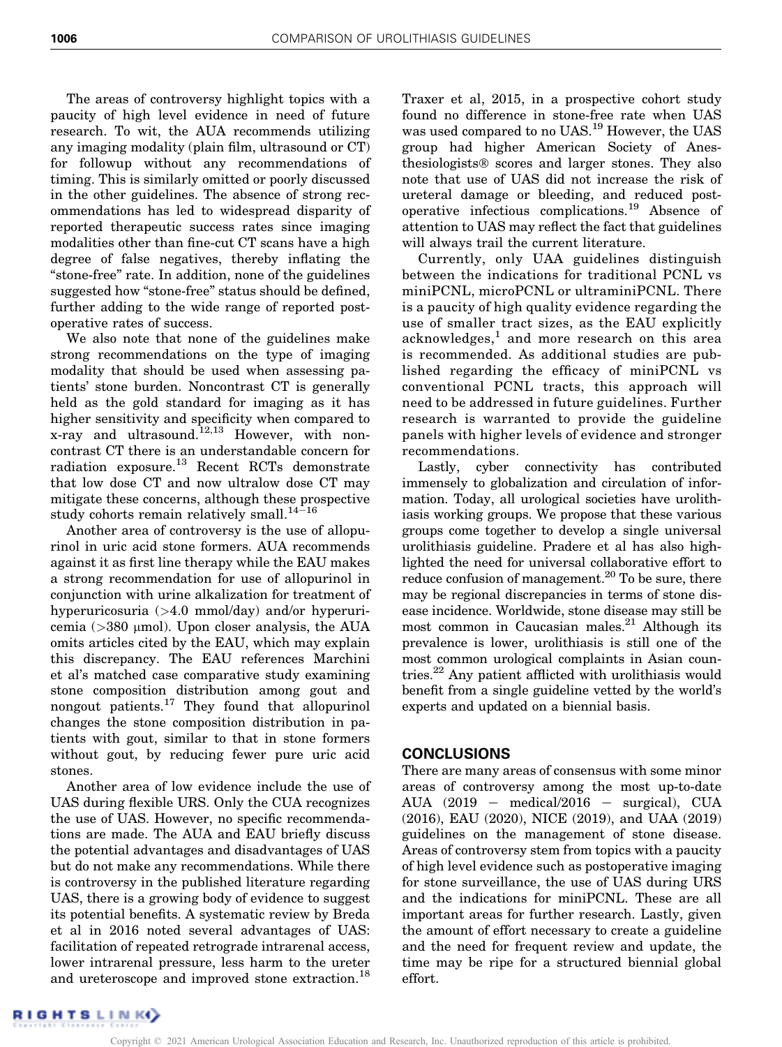The areas of controversy highlight topics with a paucity of high level evidence in need of future research. To wit, the AUA recommends utilizing any imaging modality (plain film, ultrasound or CT) for followup without any recommendations of timing. This is similarly omitted or poorly discussed in the other guidelines. The absence of strong recommendations has led to widespread disparity of reported therapeutic success rates since imaging modalities other than fine-cut CT scans have a high degree of false negatives, thereby inflating the "stone-free" rate. In addition, none of the guidelines suggested how "stone-free" status should be defined, further adding to the wide range of reported postoperative rates of success.

We also note that none of the guidelines make strong recommendations on the type of imaging modality that should be used when assessing patients' stone burden. Noncontrast CT is generally held as the gold standard for imaging as it has higher sensitivity and specificity when compared to x-ray and ultrasound.[12,13] However, with noncontrast CT there is an understandable concern for radiation exposure.[13] Recent RCTs demonstrate that low dose CT and now ultralow dose CT may mitigate these concerns, although these prospective study cohorts remain relatively small.[14–16]

Another area of controversy is the use of allopurinol in uric acid stone formers. AUA recommends against it as first line therapy while the EAU makes a strong recommendation for use of allopurinol in conjunction with urine alkalization for treatment of hyperuricosuria (>4.0 mmol/day) and/or hyperuricemia (>380 μmol). Upon closer analysis, the AUA omits articles cited by the EAU, which may explain this discrepancy. The EAU references Marchini et al's matched case comparative study examining stone composition distribution among gout and nongout patients.[17] They found that allopurinol changes the stone composition distribution in patients with gout, similar to that in stone formers without gout, by reducing fewer pure uric acid stones.

Another area of low evidence include the use of UAS during flexible URS. Only the CUA recognizes the use of UAS. However, no specific recommendations are made. The AUA and EAU briefly discuss the potential advantages and disadvantages of UAS but do not make any recommendations. While there is controversy in the published literature regarding UAS, there is a growing body of evidence to suggest its potential benefits. A systematic review by Breda et al in 2016 noted several advantages of UAS: facilitation of repeated retrograde intrarenal access, lower intrarenal pressure, less harm to the ureter and ureteroscope and improved stone extraction.[18] Traxer et al, 2015, in a prospective cohort study found no difference in stone-free rate when UAS was used compared to no UAS.[19] However, the UAS group had higher American Society of Anesthesiologists® scores and larger stones. They also note that use of UAS did not increase the risk of ureteral damage or bleeding, and reduced postoperative infectious complications.[19] Absence of attention to UAS may reflect the fact that guidelines will always trail the current literature.

Currently, only UAA guidelines distinguish between the indications for traditional PCNL vs miniPCNL, microPCNL or ultraminiPCNL. There is a paucity of high quality evidence regarding the use of smaller tract sizes, as the EAU explicitly acknowledges,[1] and more research on this area is recommended. As additional studies are published regarding the efficacy of miniPCNL vs conventional PCNL tracts, this approach will need to be addressed in future guidelines. Further research is warranted to provide the guideline panels with higher levels of evidence and stronger recommendations.

Lastly, cyber connectivity has contributed immensely to globalization and circulation of information. Today, all urological societies have urolithiasis working groups. We propose that these various groups come together to develop a single universal urolithiasis guideline. Pradere et al has also highlighted the need for universal collaborative effort to reduce confusion of management.[20] To be sure, there may be regional discrepancies in terms of stone disease incidence. Worldwide, stone disease may still be most common in Caucasian males.[21] Although its prevalence is lower, urolithiasis is still one of the most common urological complaints in Asian countries.[22] Any patient afflicted with urolithiasis would benefit from a single guideline vetted by the world's experts and updated on a biennial basis.

## CONCLUSIONS

There are many areas of consensus with some minor areas of controversy among the most up-to-date AUA (2019 – medical/2016 – surgical), CUA (2016), EAU (2020), NICE (2019), and UAA (2019) guidelines on the management of stone disease. Areas of controversy stem from topics with a paucity of high level evidence such as postoperative imaging for stone surveillance, the use of UAS during URS and the indications for miniPCNL. These are all important areas for further research. Lastly, given the amount of effort necessary to create a guideline and the need for frequent review and update, the time may be ripe for a structured biennial global effort.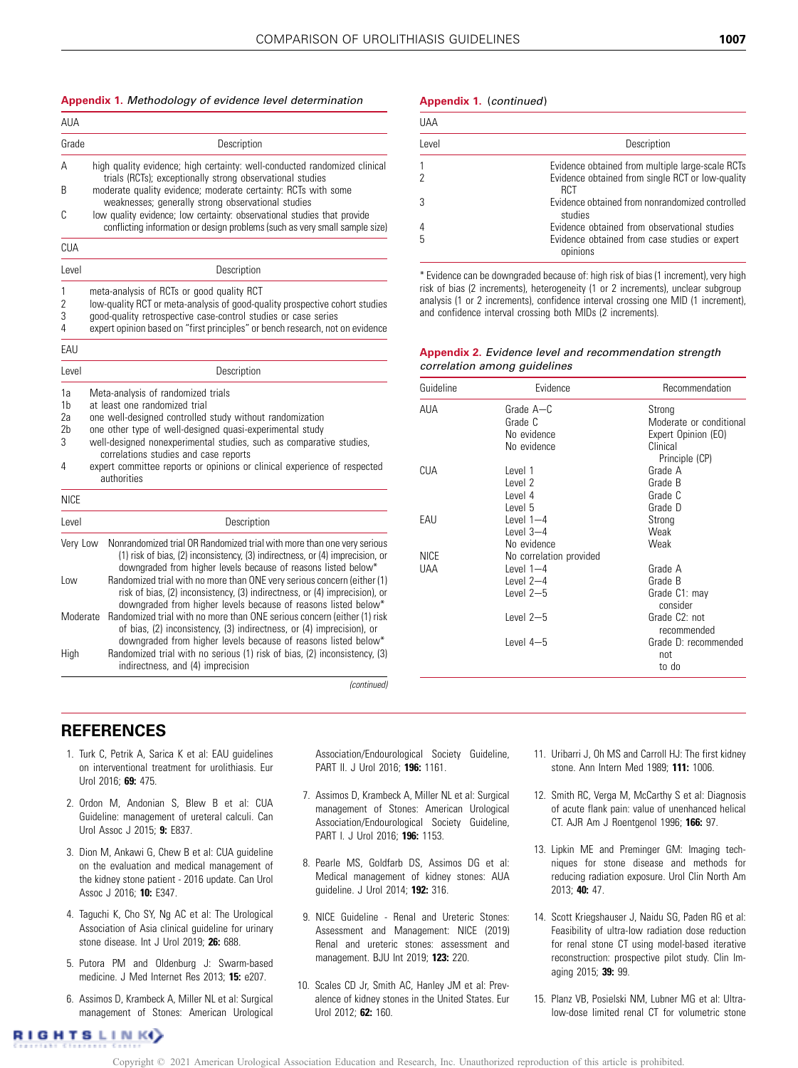**Appendix 1.** *Methodology of evidence level determination*

| AUA | |
|---|---|
| **Grade** | **Description** |
| A | high quality evidence; high certainty: well-conducted randomized clinical trials (RCTs); exceptionally strong observational studies |
| B | moderate quality evidence; moderate certainty: RCTs with some weaknesses; generally strong observational studies |
| C | low quality evidence; low certainty: observational studies that provide conflicting information or design problems (such as very small sample size) |
| **CUA** | |
| **Level** | **Description** |
| 1 | meta-analysis of RCTs or good quality RCT |
| 2 | low-quality RCT or meta-analysis of good-quality prospective cohort studies |
| 3 | good-quality retrospective case-control studies or case series |
| 4 | expert opinion based on "first principles" or bench research, not on evidence |
| **EAU** | |
| **Level** | **Description** |
| 1a | Meta-analysis of randomized trials |
| 1b | at least one randomized trial |
| 2a | one well-designed controlled study without randomization |
| 2b | one other type of well-designed quasi-experimental study |
| 3 | well-designed nonexperimental studies, such as comparative studies, correlations studies and case reports |
| 4 | expert committee reports or opinions or clinical experience of respected authorities |
| **NICE** | |
| **Level** | **Description** |
| Very Low | Nonrandomized trial OR Randomized trial with more than one very serious (1) risk of bias, (2) inconsistency, (3) indirectness, or (4) imprecision, or downgraded from higher levels because of reasons listed below* |
| Low | Randomized trial with no more than ONE very serious concern (either (1) risk of bias, (2) inconsistency, (3) indirectness, or (4) imprecision), or downgraded from higher levels because of reasons listed below* |
| Moderate | Randomized trial with no more than ONE serious concern (either (1) risk of bias, (2) inconsistency, (3) indirectness, or (4) imprecision), or downgraded from higher levels because of reasons listed below* |
| High | Randomized trial with no serious (1) risk of bias, (2) inconsistency, (3) indirectness, and (4) imprecision |
| **UAA** | |
| **Level** | **Description** |
| 1 | Evidence obtained from multiple large-scale RCTs |
| 2 | Evidence obtained from single RCT or low-quality RCT |
| 3 | Evidence obtained from nonrandomized controlled studies |
| 4 | Evidence obtained from observational studies |
| 5 | Evidence obtained from case studies or expert opinions |

* Evidence can be downgraded because of: high risk of bias (1 increment), very high risk of bias (2 increments), heterogeneity (1 or 2 increments), unclear subgroup analysis (1 or 2 increments), confidence interval crossing one MID (1 increment), and confidence interval crossing both MIDs (2 increments).

**Appendix 2.** *Evidence level and recommendation strength correlation among guidelines*

| Guideline | Evidence | Recommendation |
|---|---|---|
| AUA | Grade A—C | Strong |
| | Grade C | Moderate or conditional |
| | No evidence | Expert Opinion (EO) |
| | No evidence | Clinical Principle (CP) |
| CUA | Level 1 | Grade A |
| | Level 2 | Grade B |
| | Level 4 | Grade C |
| | Level 5 | Grade D |
| EAU | Level 1—4 | Strong |
| | Level 3—4 | Weak |
| | No evidence | Weak |
| NICE | No correlation provided | |
| UAA | Level 1—4 | Grade A |
| | Level 2—4 | Grade B |
| | Level 2—5 | Grade C1: may consider |
| | Level 2—5 | Grade C2: not recommended |
| | Level 4—5 | Grade D: recommended not to do |

## REFERENCES

1. Turk C, Petrik A, Sarica K et al: EAU guidelines on interventional treatment for urolithiasis. Eur Urol 2016; **69:** 475.
2. Ordon M, Andonian S, Blew B et al: CUA Guideline: management of ureteral calculi. Can Urol Assoc J 2015; **9:** E837.
3. Dion M, Ankawi G, Chew B et al: CUA guideline on the evaluation and medical management of the kidney stone patient - 2016 update. Can Urol Assoc J 2016; **10:** E347.
4. Taguchi K, Cho SY, Ng AC et al: The Urological Association of Asia clinical guideline for urinary stone disease. Int J Urol 2019; **26:** 688.
5. Putora PM and Oldenburg J: Swarm-based medicine. J Med Internet Res 2013; **15:** e207.
6. Assimos D, Krambeck A, Miller NL et al: Surgical management of Stones: American Urological Association/Endourological Society Guideline, PART II. J Urol 2016; **196:** 1161.
7. Assimos D, Krambeck A, Miller NL et al: Surgical management of Stones: American Urological Association/Endourological Society Guideline, PART I. J Urol 2016; **196:** 1153.
8. Pearle MS, Goldfarb DS, Assimos DG et al: Medical management of kidney stones: AUA guideline. J Urol 2014; **192:** 316.
9. NICE Guideline - Renal and Ureteric Stones: Assessment and Management: NICE (2019) Renal and ureteric stones: assessment and management. BJU Int 2019; **123:** 220.
10. Scales CD Jr, Smith AC, Hanley JM et al: Prevalence of kidney stones in the United States. Eur Urol 2012; **62:** 160.
11. Uribarri J, Oh MS and Carroll HJ: The first kidney stone. Ann Intern Med 1989; **111:** 1006.
12. Smith RC, Verga M, McCarthy S et al: Diagnosis of acute flank pain: value of unenhanced helical CT. AJR Am J Roentgenol 1996; **166:** 97.
13. Lipkin ME and Preminger GM: Imaging techniques for stone disease and methods for reducing radiation exposure. Urol Clin North Am 2013; **40:** 47.
14. Scott Kriegshauser J, Naidu SG, Paden RG et al: Feasibility of ultra-low radiation dose reduction for renal stone CT using model-based iterative reconstruction: prospective pilot study. Clin Imaging 2015; **39:** 99.
15. Planz VB, Posielski NM, Lubner MG et al: Ultra-low-dose limited renal CT for volumetric stone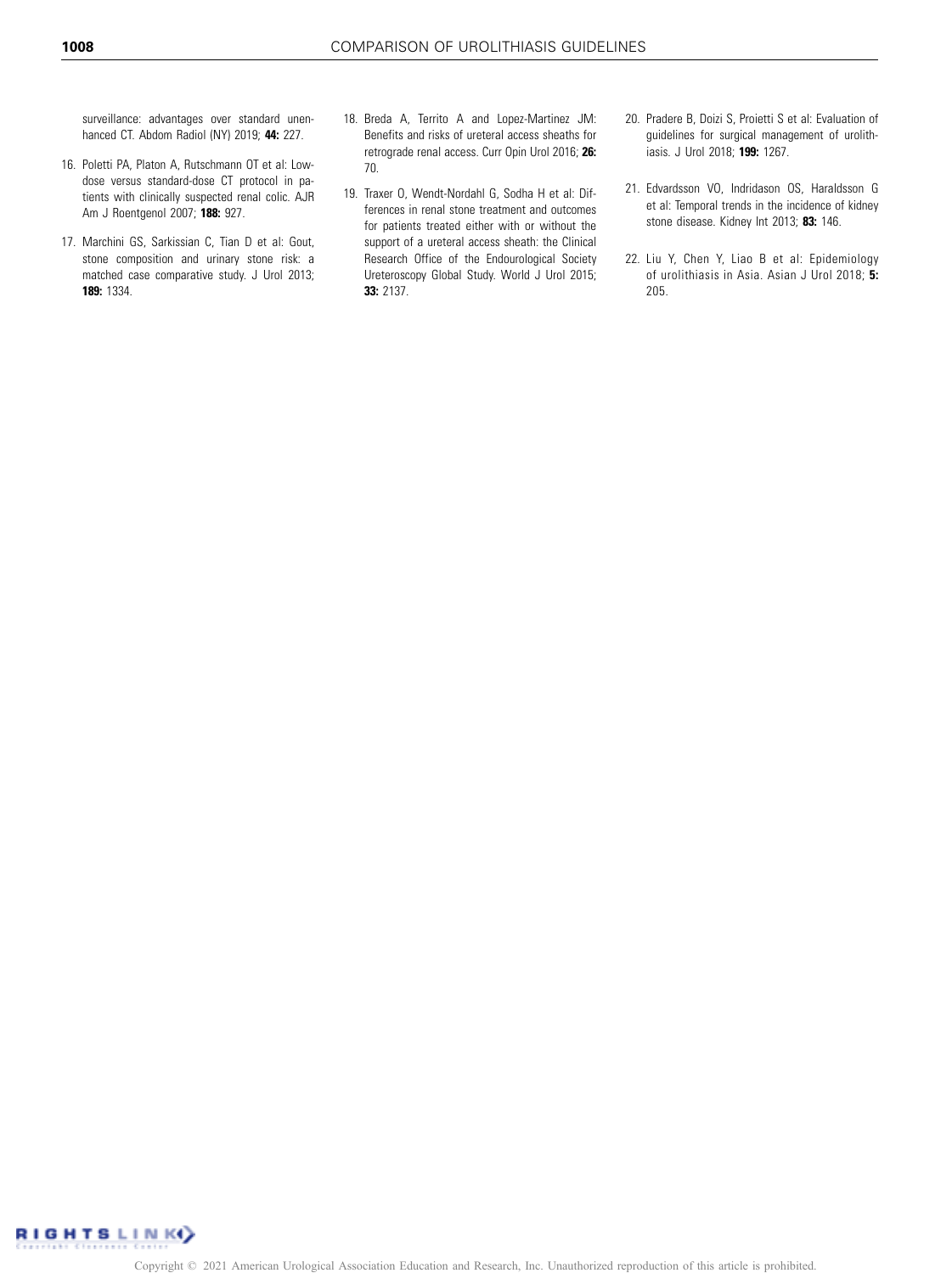surveillance: advantages over standard unenhanced CT. Abdom Radiol (NY) 2019; **44:** 227.

16. Poletti PA, Platon A, Rutschmann OT et al: Low-dose versus standard-dose CT protocol in patients with clinically suspected renal colic. AJR Am J Roentgenol 2007; **188:** 927.

17. Marchini GS, Sarkissian C, Tian D et al: Gout, stone composition and urinary stone risk: a matched case comparative study. J Urol 2013; **189:** 1334.

18. Breda A, Territo A and Lopez-Martinez JM: Benefits and risks of ureteral access sheaths for retrograde renal access. Curr Opin Urol 2016; **26:** 70.

19. Traxer O, Wendt-Nordahl G, Sodha H et al: Differences in renal stone treatment and outcomes for patients treated either with or without the support of a ureteral access sheath: the Clinical Research Office of the Endourological Society Ureteroscopy Global Study. World J Urol 2015; **33:** 2137.

20. Pradere B, Doizi S, Proietti S et al: Evaluation of guidelines for surgical management of urolithiasis. J Urol 2018; **199:** 1267.

21. Edvardsson VO, Indridason OS, Haraldsson G et al: Temporal trends in the incidence of kidney stone disease. Kidney Int 2013; **83:** 146.

22. Liu Y, Chen Y, Liao B et al: Epidemiology of urolithiasis in Asia. Asian J Urol 2018; **5:** 205.